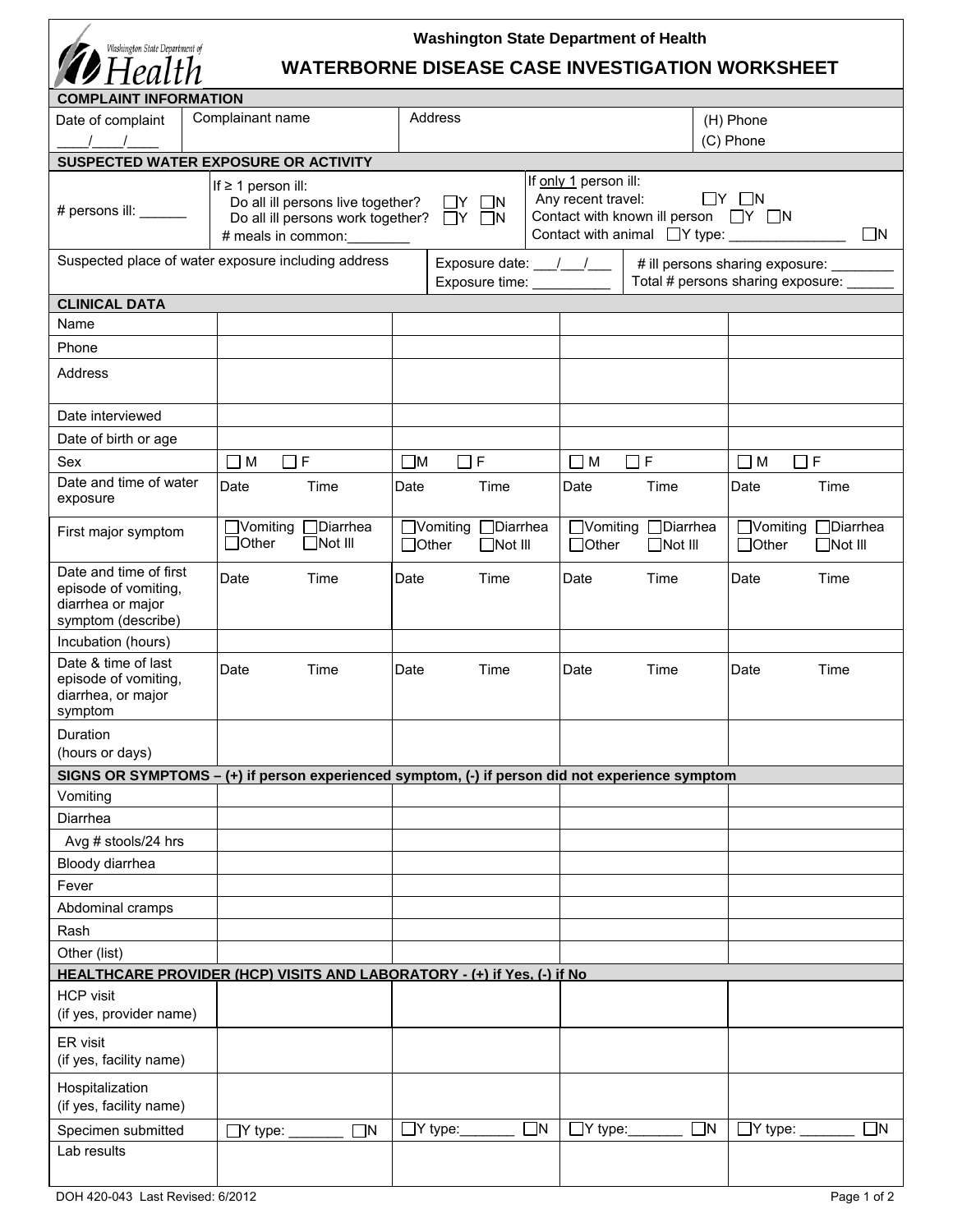Washington State Department of Health

# WATERBORNE DISEASE CASE INVESTIGATION WORKSHEET

## COMPLAINT INFORMATION

| Date of complaint | Complainant name | Address | (H) Phone |
|---|---|---|---|
| \_\_\_\_/\_\_\_\_/\_\_\_\_ | | | (C) Phone |

## SUSPECTED WATER EXPOSURE OR ACTIVITY

| # persons ill: \_\_\_\_\_\_ | If ≥ 1 person ill: Do all ill persons live together? ☐Y ☐N Do all ill persons work together? ☐Y ☐N # meals in common:\_\_\_\_\_\_\_\_ | If only 1 person ill: Any recent travel: ☐Y ☐N Contact with known ill person ☐Y ☐N Contact with animal ☐Y type: \_\_\_\_\_\_\_\_\_\_\_\_\_\_\_ ☐N |
|---|---|---|
| Suspected place of water exposure including address | Exposure date: \_\_\_/\_\_\_/\_\_\_ Exposure time: \_\_\_\_\_\_\_\_\_\_ | # ill persons sharing exposure: \_\_\_\_\_\_\_\_ Total # persons sharing exposure: \_\_\_\_\_\_ |

## CLINICAL DATA

| | | | | |
|---|---|---|---|---|
| Name | | | | |
| Phone | | | | |
| Address | | | | |
| Date interviewed | | | | |
| Date of birth or age | | | | |
| Sex | ☐ M ☐ F | ☐M ☐ F | ☐ M ☐ F | ☐ M ☐ F |
| Date and time of water exposure | Date Time | Date Time | Date Time | Date Time |
| First major symptom | ☐Vomiting ☐Diarrhea ☐Other ☐Not Ill | ☐Vomiting ☐Diarrhea ☐Other ☐Not Ill | ☐Vomiting ☐Diarrhea ☐Other ☐Not Ill | ☐Vomiting ☐Diarrhea ☐Other ☐Not Ill |
| Date and time of first episode of vomiting, diarrhea or major symptom (describe) | Date Time | Date Time | Date Time | Date Time |
| Incubation (hours) | | | | |
| Date & time of last episode of vomiting, diarrhea, or major symptom | Date Time | Date Time | Date Time | Date Time |
| Duration (hours or days) | | | | |

## SIGNS OR SYMPTOMS – (+) if person experienced symptom, (-) if person did not experience symptom

| | | | | |
|---|---|---|---|---|
| Vomiting | | | | |
| Diarrhea | | | | |
| Avg # stools/24 hrs | | | | |
| Bloody diarrhea | | | | |
| Fever | | | | |
| Abdominal cramps | | | | |
| Rash | | | | |
| Other (list) | | | | |

## HEALTHCARE PROVIDER (HCP) VISITS AND LABORATORY - (+) if Yes, (-) if No

| | | | | |
|---|---|---|---|---|
| HCP visit (if yes, provider name) | | | | |
| ER visit (if yes, facility name) | | | | |
| Hospitalization (if yes, facility name) | | | | |
| Specimen submitted | ☐Y type: \_\_\_\_\_\_\_ ☐N | ☐Y type:\_\_\_\_\_\_\_ ☐N | ☐Y type:\_\_\_\_\_\_\_ ☐N | ☐Y type: \_\_\_\_\_\_\_ ☐N |
| Lab results | | | | |

DOH 420-043 Last Revised: 6/2012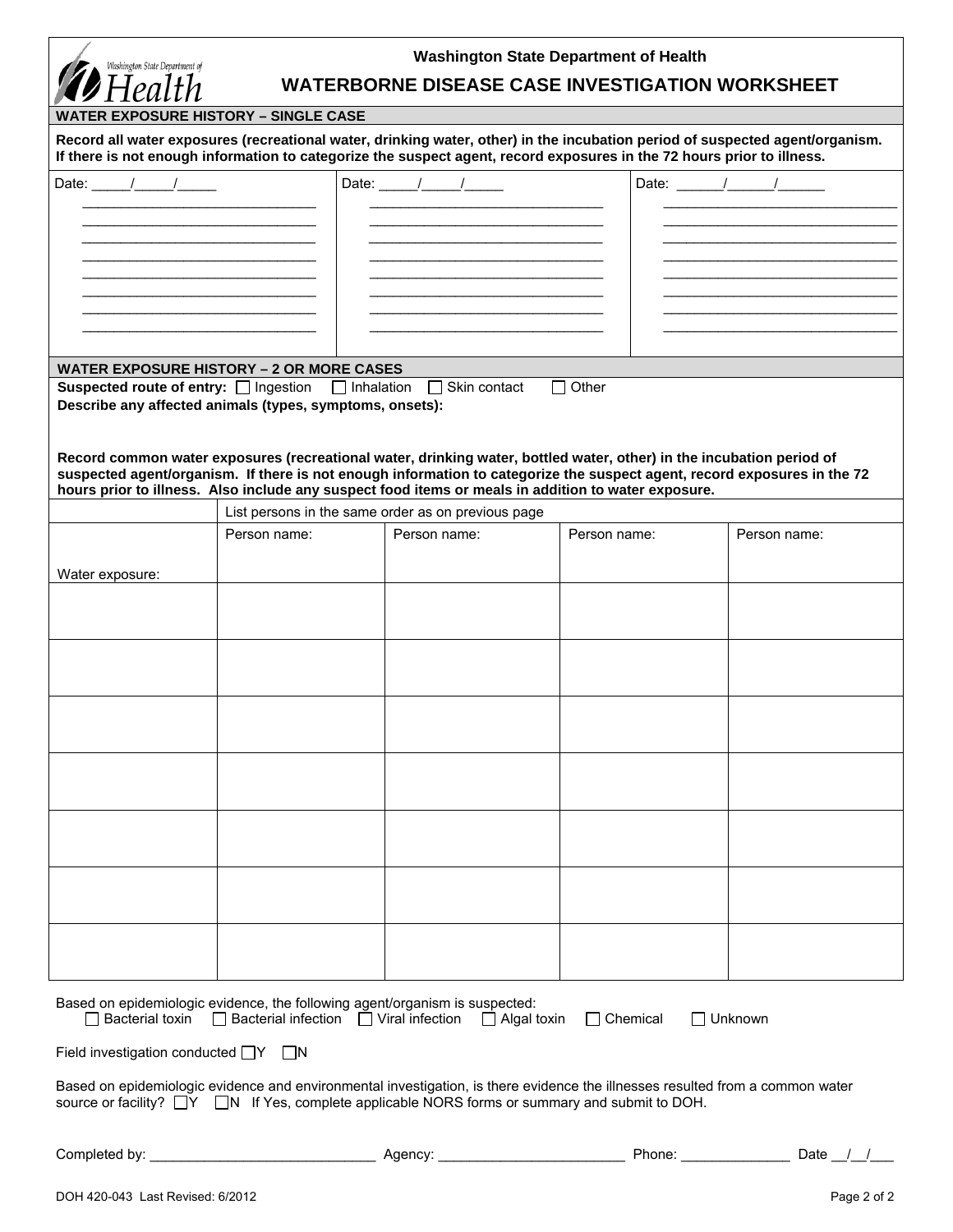Washington State Department of Health

# WATERBORNE DISEASE CASE INVESTIGATION WORKSHEET

## WATER EXPOSURE HISTORY – SINGLE CASE

**Record all water exposures (recreational water, drinking water, other) in the incubation period of suspected agent/organism. If there is not enough information to categorize the suspect agent, record exposures in the 72 hours prior to illness.**

| Date: _____/_____/_____ | Date: _____/_____/_____ | Date: ______/______/______ |
|---|---|---|
| ______________________________ | ______________________________ | ______________________________ |
| ______________________________ | ______________________________ | ______________________________ |
| ______________________________ | ______________________________ | ______________________________ |
| ______________________________ | ______________________________ | ______________________________ |
| ______________________________ | ______________________________ | ______________________________ |
| ______________________________ | ______________________________ | ______________________________ |
| ______________________________ | ______________________________ | ______________________________ |
| ______________________________ | ______________________________ | ______________________________ |

## WATER EXPOSURE HISTORY – 2 OR MORE CASES

**Suspected route of entry:** ☐ Ingestion ☐ Inhalation ☐ Skin contact ☐ Other

**Describe any affected animals (types, symptoms, onsets):**

**Record common water exposures (recreational water, drinking water, bottled water, other) in the incubation period of suspected agent/organism. If there is not enough information to categorize the suspect agent, record exposures in the 72 hours prior to illness. Also include any suspect food items or meals in addition to water exposure.**

| | List persons in the same order as on previous page | | | |
|---|---|---|---|---|
| Water exposure: | Person name: | Person name: | Person name: | Person name: |
| | | | | |
| | | | | |
| | | | | |
| | | | | |
| | | | | |
| | | | | |
| | | | | |

Based on epidemiologic evidence, the following agent/organism is suspected:
☐ Bacterial toxin ☐ Bacterial infection ☐ Viral infection ☐ Algal toxin ☐ Chemical ☐ Unknown

Field investigation conducted ☐Y ☐N

Based on epidemiologic evidence and environmental investigation, is there evidence the illnesses resulted from a common water source or facility? ☐Y ☐N If Yes, complete applicable NORS forms or summary and submit to DOH.

Completed by: _____________________________ Agency: ________________________ Phone: ______________ Date __/__/___

DOH 420-043 Last Revised: 6/2012